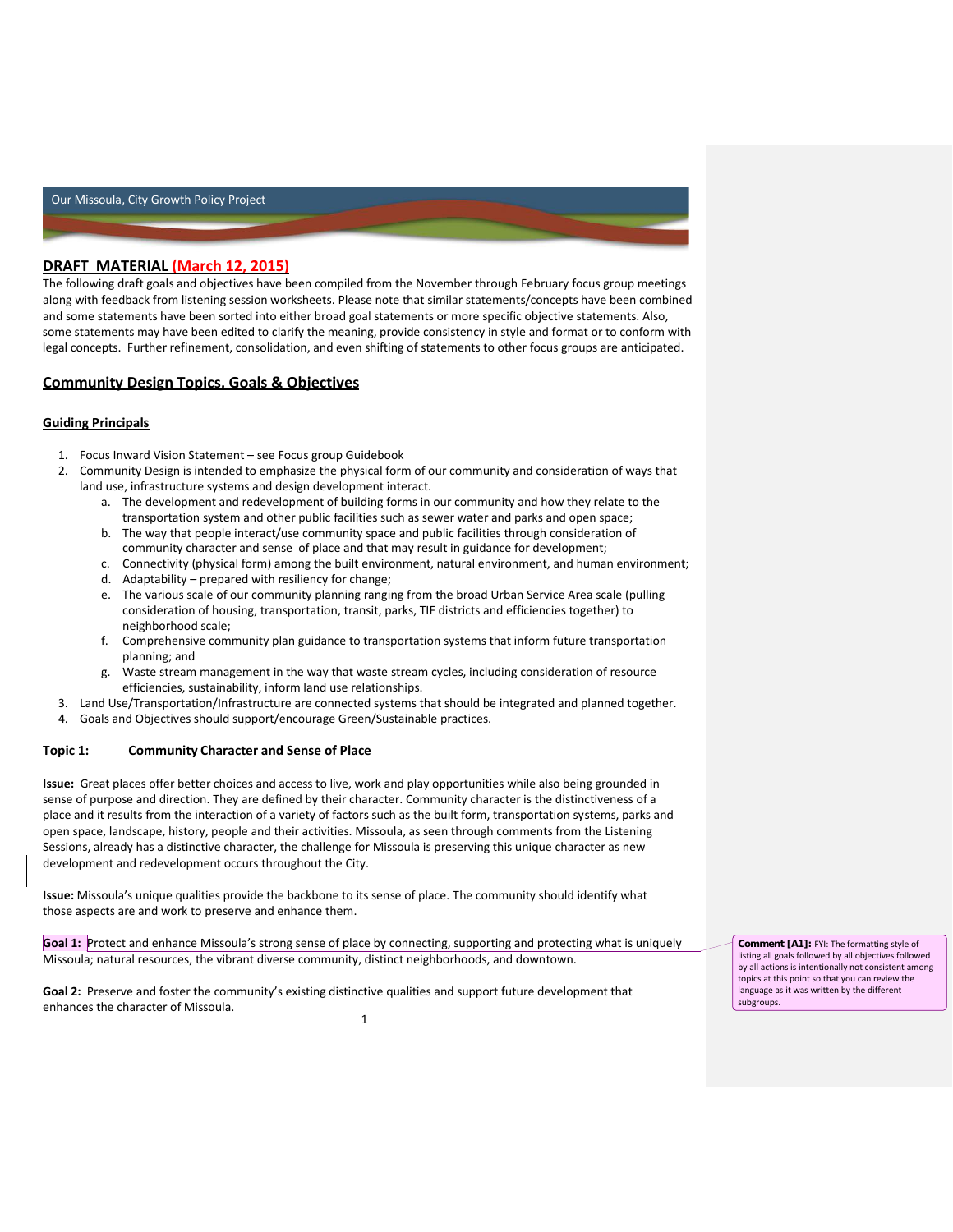**DRAFT MATERIAL (March 12, 2015)**

The following draft goals and objectives have been compiled from the November through February focus group meetings along with feedback from listening session worksheets. Please note that similar statements/concepts have been combined and some statements have been sorted into either broad goal statements or more specific objective statements. Also, some statements may have been edited to clarify the meaning, provide consistency in style and format or to conform with legal concepts. Further refinement, consolidation, and even shifting of statements to other focus groups are anticipated.

## Community Design Topics, Goals & Objectives

### Guiding Principals

1. Focus Inward Vision Statement – see Focus group Guidebook
2. Community Design is intended to emphasize the physical form of our community and consideration of ways that land use, infrastructure systems and design development interact.
   a. The development and redevelopment of building forms in our community and how they relate to the transportation system and other public facilities such as sewer water and parks and open space;
   b. The way that people interact/use community space and public facilities through consideration of community character and sense of place and that may result in guidance for development;
   c. Connectivity (physical form) among the built environment, natural environment, and human environment;
   d. Adaptability – prepared with resiliency for change;
   e. The various scale of our community planning ranging from the broad Urban Service Area scale (pulling consideration of housing, transportation, transit, parks, TIF districts and efficiencies together) to neighborhood scale;
   f. Comprehensive community plan guidance to transportation systems that inform future transportation planning; and
   g. Waste stream management in the way that waste stream cycles, including consideration of resource efficiencies, sustainability, inform land use relationships.
3. Land Use/Transportation/Infrastructure are connected systems that should be integrated and planned together.
4. Goals and Objectives should support/encourage Green/Sustainable practices.

### Topic 1: Community Character and Sense of Place

**Issue:** Great places offer better choices and access to live, work and play opportunities while also being grounded in sense of purpose and direction. They are defined by their character. Community character is the distinctiveness of a place and it results from the interaction of a variety of factors such as the built form, transportation systems, parks and open space, landscape, history, people and their activities. Missoula, as seen through comments from the Listening Sessions, already has a distinctive character, the challenge for Missoula is preserving this unique character as new development and redevelopment occurs throughout the City.

**Issue:** Missoula's unique qualities provide the backbone to its sense of place. The community should identify what those aspects are and work to preserve and enhance them.

**Goal 1:** Protect and enhance Missoula's strong sense of place by connecting, supporting and protecting what is uniquely Missoula; natural resources, the vibrant diverse community, distinct neighborhoods, and downtown.

> **Comment [A1]:** FYI: The formatting style of listing all goals followed by all objectives followed by all actions is intentionally not consistent among topics at this point so that you can review the language as it was written by the different subgroups.

**Goal 2:** Preserve and foster the community's existing distinctive qualities and support future development that enhances the character of Missoula.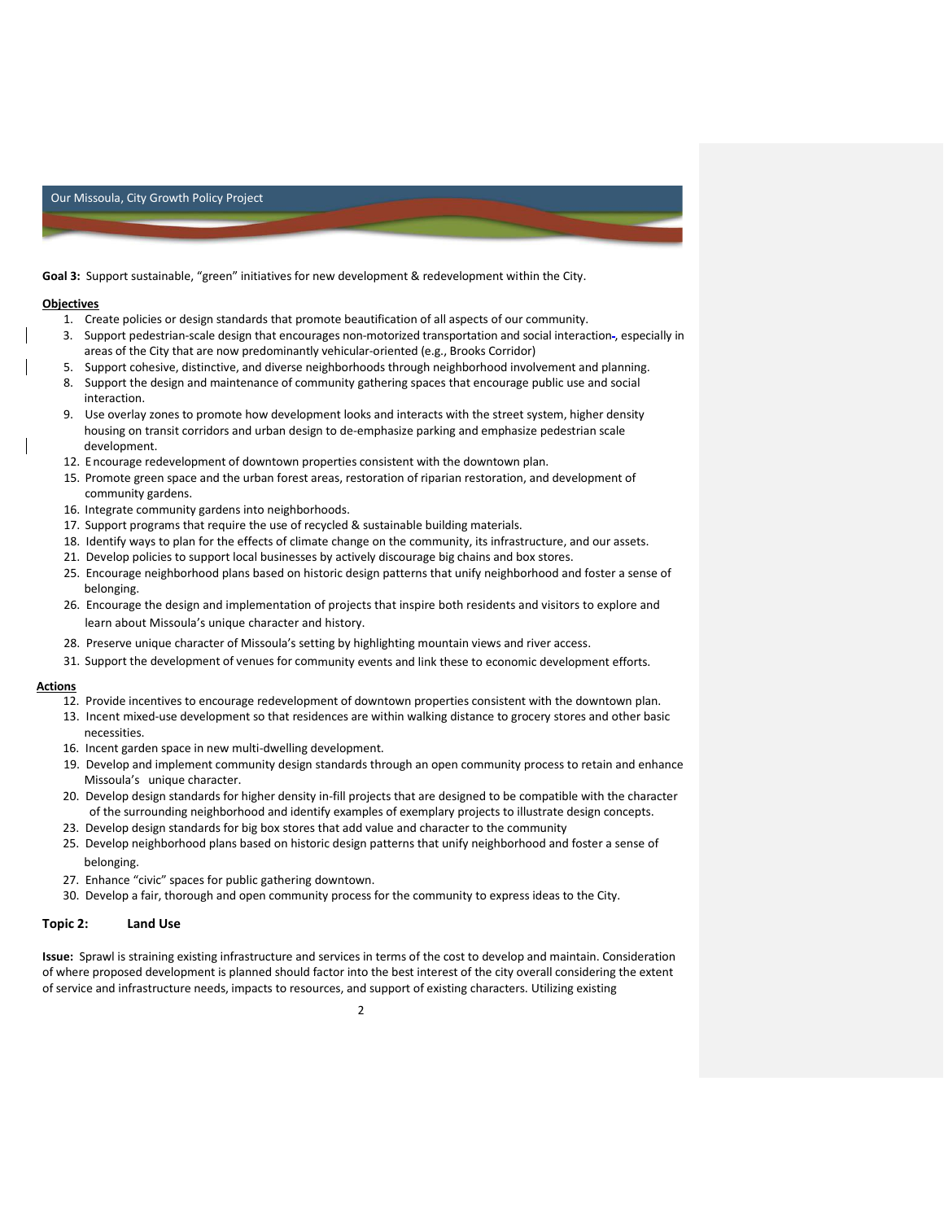**Goal 3:** Support sustainable, "green" initiatives for new development & redevelopment within the City.

**Objectives**

1. Create policies or design standards that promote beautification of all aspects of our community.
3. Support pedestrian-scale design that encourages non-motorized transportation and social interaction, especially in areas of the City that are now predominantly vehicular-oriented (e.g., Brooks Corridor)
5. Support cohesive, distinctive, and diverse neighborhoods through neighborhood involvement and planning.
8. Support the design and maintenance of community gathering spaces that encourage public use and social interaction.
9. Use overlay zones to promote how development looks and interacts with the street system, higher density housing on transit corridors and urban design to de-emphasize parking and emphasize pedestrian scale development.
12. Encourage redevelopment of downtown properties consistent with the downtown plan.
15. Promote green space and the urban forest areas, restoration of riparian restoration, and development of community gardens.
16. Integrate community gardens into neighborhoods.
17. Support programs that require the use of recycled & sustainable building materials.
18. Identify ways to plan for the effects of climate change on the community, its infrastructure, and our assets.
21. Develop policies to support local businesses by actively discourage big chains and box stores.
25. Encourage neighborhood plans based on historic design patterns that unify neighborhood and foster a sense of belonging.
26. Encourage the design and implementation of projects that inspire both residents and visitors to explore and learn about Missoula's unique character and history.
28. Preserve unique character of Missoula's setting by highlighting mountain views and river access.
31. Support the development of venues for community events and link these to economic development efforts.

**Actions**

12. Provide incentives to encourage redevelopment of downtown properties consistent with the downtown plan.
13. Incent mixed-use development so that residences are within walking distance to grocery stores and other basic necessities.
16. Incent garden space in new multi-dwelling development.
19. Develop and implement community design standards through an open community process to retain and enhance Missoula's unique character.
20. Develop design standards for higher density in-fill projects that are designed to be compatible with the character of the surrounding neighborhood and identify examples of exemplary projects to illustrate design concepts.
23. Develop design standards for big box stores that add value and character to the community
25. Develop neighborhood plans based on historic design patterns that unify neighborhood and foster a sense of belonging.
27. Enhance "civic" spaces for public gathering downtown.
30. Develop a fair, thorough and open community process for the community to express ideas to the City.

## Topic 2: Land Use

**Issue:** Sprawl is straining existing infrastructure and services in terms of the cost to develop and maintain. Consideration of where proposed development is planned should factor into the best interest of the city overall considering the extent of service and infrastructure needs, impacts to resources, and support of existing characters. Utilizing existing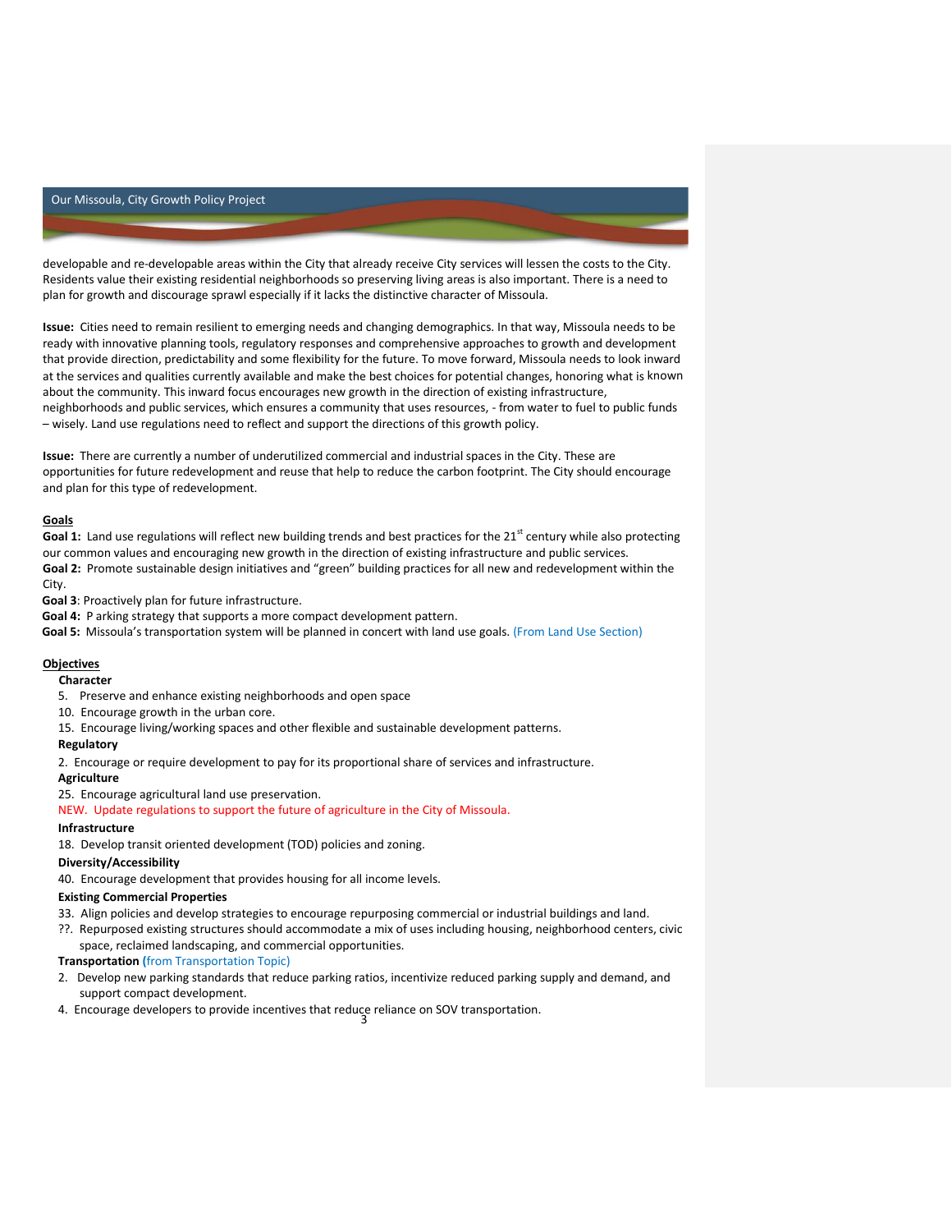developable and re-developable areas within the City that already receive City services will lessen the costs to the City. Residents value their existing residential neighborhoods so preserving living areas is also important. There is a need to plan for growth and discourage sprawl especially if it lacks the distinctive character of Missoula.

**Issue:** Cities need to remain resilient to emerging needs and changing demographics. In that way, Missoula needs to be ready with innovative planning tools, regulatory responses and comprehensive approaches to growth and development that provide direction, predictability and some flexibility for the future. To move forward, Missoula needs to look inward at the services and qualities currently available and make the best choices for potential changes, honoring what is known about the community. This inward focus encourages new growth in the direction of existing infrastructure, neighborhoods and public services, which ensures a community that uses resources, - from water to fuel to public funds – wisely. Land use regulations need to reflect and support the directions of this growth policy.

**Issue:** There are currently a number of underutilized commercial and industrial spaces in the City. These are opportunities for future redevelopment and reuse that help to reduce the carbon footprint. The City should encourage and plan for this type of redevelopment.

**Goals**

**Goal 1:** Land use regulations will reflect new building trends and best practices for the 21st century while also protecting our common values and encouraging new growth in the direction of existing infrastructure and public services.
**Goal 2:** Promote sustainable design initiatives and "green" building practices for all new and redevelopment within the City.
**Goal 3**: Proactively plan for future infrastructure.
**Goal 4:** P arking strategy that supports a more compact development pattern.
**Goal 5:** Missoula's transportation system will be planned in concert with land use goals. (From Land Use Section)

**Objectives**

**Character**

5. Preserve and enhance existing neighborhoods and open space
10. Encourage growth in the urban core.
15. Encourage living/working spaces and other flexible and sustainable development patterns.

**Regulatory**

2. Encourage or require development to pay for its proportional share of services and infrastructure.

**Agriculture**

25. Encourage agricultural land use preservation.

NEW. Update regulations to support the future of agriculture in the City of Missoula.

**Infrastructure**

18. Develop transit oriented development (TOD) policies and zoning.

**Diversity/Accessibility**

40. Encourage development that provides housing for all income levels.

**Existing Commercial Properties**

33. Align policies and develop strategies to encourage repurposing commercial or industrial buildings and land.

??. Repurposed existing structures should accommodate a mix of uses including housing, neighborhood centers, civic space, reclaimed landscaping, and commercial opportunities.

**Transportation** (from Transportation Topic)

2. Develop new parking standards that reduce parking ratios, incentivize reduced parking supply and demand, and support compact development.
4. Encourage developers to provide incentives that reduce reliance on SOV transportation.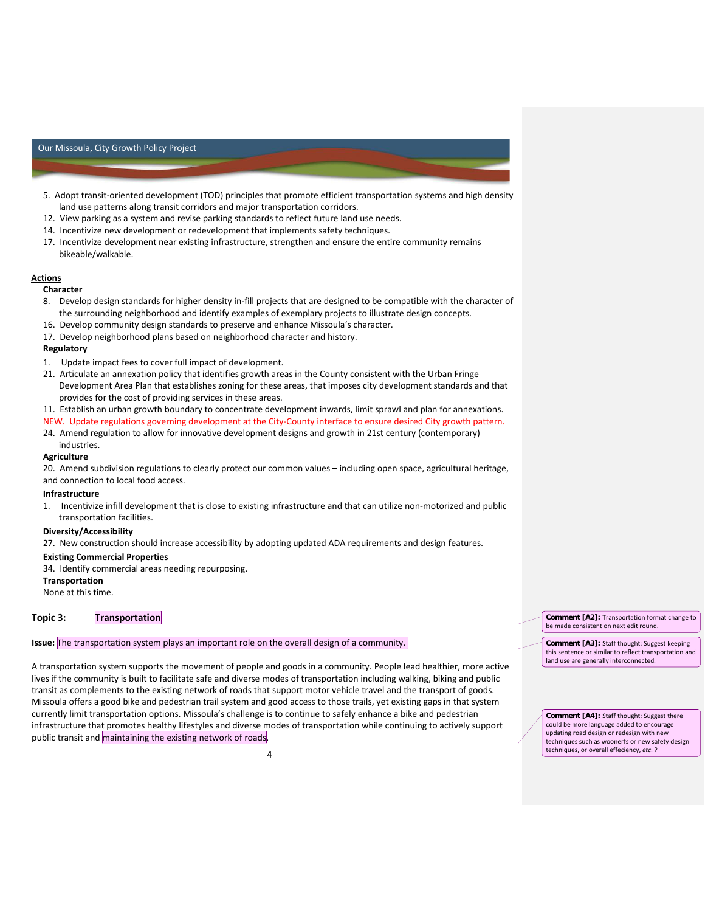5. Adopt transit-oriented development (TOD) principles that promote efficient transportation systems and high density land use patterns along transit corridors and major transportation corridors.
12. View parking as a system and revise parking standards to reflect future land use needs.
14. Incentivize new development or redevelopment that implements safety techniques.
17. Incentivize development near existing infrastructure, strengthen and ensure the entire community remains bikeable/walkable.

**Actions**

**Character**

8. Develop design standards for higher density in-fill projects that are designed to be compatible with the character of the surrounding neighborhood and identify examples of exemplary projects to illustrate design concepts.
16. Develop community design standards to preserve and enhance Missoula's character.
17. Develop neighborhood plans based on neighborhood character and history.

**Regulatory**

1. Update impact fees to cover full impact of development.
21. Articulate an annexation policy that identifies growth areas in the County consistent with the Urban Fringe Development Area Plan that establishes zoning for these areas, that imposes city development standards and that provides for the cost of providing services in these areas.
11. Establish an urban growth boundary to concentrate development inwards, limit sprawl and plan for annexations.

NEW. Update regulations governing development at the City-County interface to ensure desired City growth pattern.

24. Amend regulation to allow for innovative development designs and growth in 21st century (contemporary) industries.

**Agriculture**

20. Amend subdivision regulations to clearly protect our common values – including open space, agricultural heritage, and connection to local food access.

**Infrastructure**

1. Incentivize infill development that is close to existing infrastructure and that can utilize non-motorized and public transportation facilities.

**Diversity/Accessibility**

27. New construction should increase accessibility by adopting updated ADA requirements and design features.

**Existing Commercial Properties**

34. Identify commercial areas needing repurposing.

**Transportation**

None at this time.

## Topic 3: Transportation

**Issue:** The transportation system plays an important role on the overall design of a community.

A transportation system supports the movement of people and goods in a community. People lead healthier, more active lives if the community is built to facilitate safe and diverse modes of transportation including walking, biking and public transit as complements to the existing network of roads that support motor vehicle travel and the transport of goods. Missoula offers a good bike and pedestrian trail system and good access to those trails, yet existing gaps in that system currently limit transportation options. Missoula's challenge is to continue to safely enhance a bike and pedestrian infrastructure that promotes healthy lifestyles and diverse modes of transportation while continuing to actively support public transit and maintaining the existing network of roads.

**Comment [A2]:** Transportation format change to be made consistent on next edit round.

**Comment [A3]:** Staff thought: Suggest keeping this sentence or similar to reflect transportation and land use are generally interconnected.

**Comment [A4]:** Staff thought: Suggest there could be more language added to encourage updating road design or redesign with new techniques such as woonerfs or new safety design techniques, or overall effeciency, *etc.* ?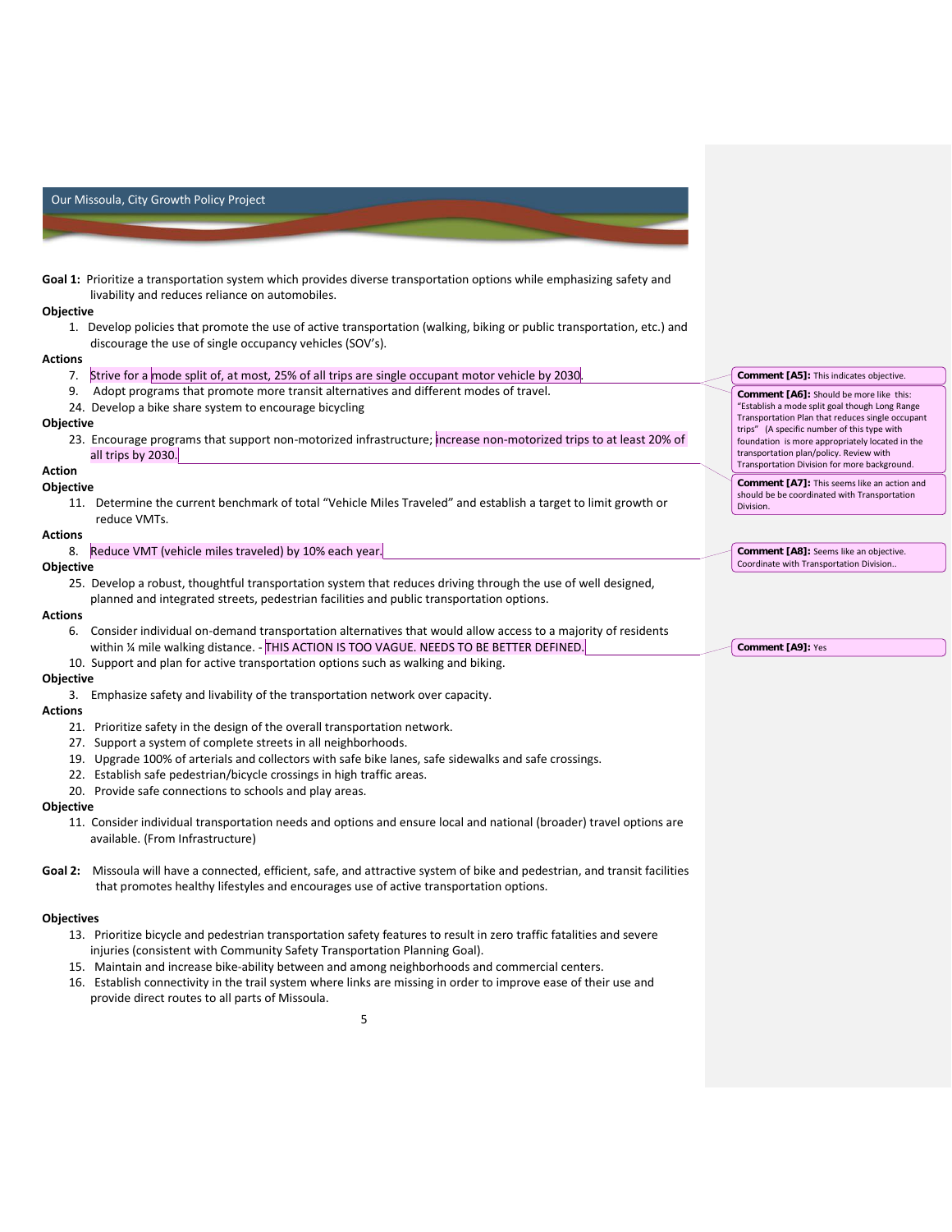**Goal 1:** Prioritize a transportation system which provides diverse transportation options while emphasizing safety and livability and reduces reliance on automobiles.

**Objective**

1. Develop policies that promote the use of active transportation (walking, biking or public transportation, etc.) and discourage the use of single occupancy vehicles (SOV's).

**Actions**

7. Strive for a mode split of, at most, 25% of all trips are single occupant motor vehicle by 2030.
9. Adopt programs that promote more transit alternatives and different modes of travel.
24. Develop a bike share system to encourage bicycling

**Objective**

23. Encourage programs that support non-motorized infrastructure; increase non-motorized trips to at least 20% of all trips by 2030.

**Action**

**Objective**

11. Determine the current benchmark of total "Vehicle Miles Traveled" and establish a target to limit growth or reduce VMTs.

**Actions**

8. Reduce VMT (vehicle miles traveled) by 10% each year.

**Objective**

25. Develop a robust, thoughtful transportation system that reduces driving through the use of well designed, planned and integrated streets, pedestrian facilities and public transportation options.

**Actions**

6. Consider individual on-demand transportation alternatives that would allow access to a majority of residents within ¼ mile walking distance. - THIS ACTION IS TOO VAGUE. NEEDS TO BE BETTER DEFINED.
10. Support and plan for active transportation options such as walking and biking.

**Objective**

3. Emphasize safety and livability of the transportation network over capacity.

**Actions**

21. Prioritize safety in the design of the overall transportation network.
27. Support a system of complete streets in all neighborhoods.
19. Upgrade 100% of arterials and collectors with safe bike lanes, safe sidewalks and safe crossings.
22. Establish safe pedestrian/bicycle crossings in high traffic areas.
20. Provide safe connections to schools and play areas.

**Objective**

11. Consider individual transportation needs and options and ensure local and national (broader) travel options are available. (From Infrastructure)

**Goal 2:** Missoula will have a connected, efficient, safe, and attractive system of bike and pedestrian, and transit facilities that promotes healthy lifestyles and encourages use of active transportation options.

**Objectives**

13. Prioritize bicycle and pedestrian transportation safety features to result in zero traffic fatalities and severe injuries (consistent with Community Safety Transportation Planning Goal).
15. Maintain and increase bike-ability between and among neighborhoods and commercial centers.
16. Establish connectivity in the trail system where links are missing in order to improve ease of their use and provide direct routes to all parts of Missoula.

---

**Comment [A5]:** This indicates objective.

**Comment [A6]:** Should be more like this: "Establish a mode split goal though Long Range Transportation Plan that reduces single occupant trips" (A specific number of this type with foundation is more appropriately located in the transportation plan/policy. Review with Transportation Division for more background.

**Comment [A7]:** This seems like an action and should be be coordinated with Transportation Division.

**Comment [A8]:** Seems like an objective. Coordinate with Transportation Division..

**Comment [A9]:** Yes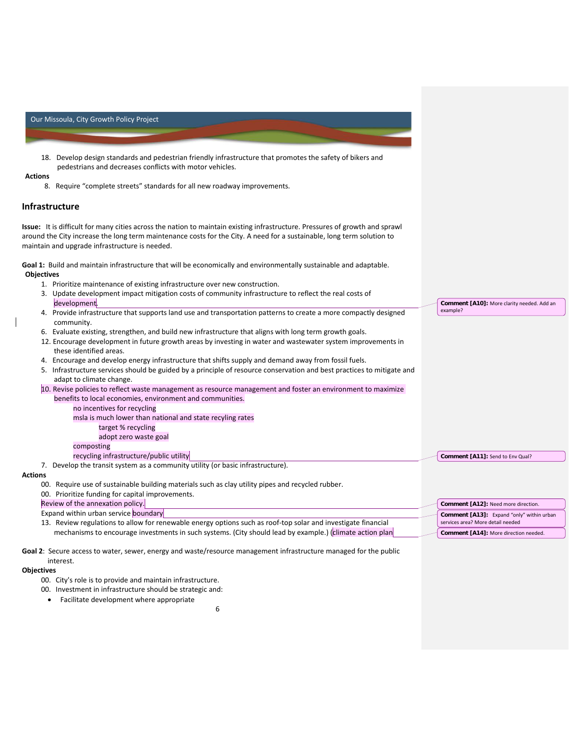18. Develop design standards and pedestrian friendly infrastructure that promotes the safety of bikers and pedestrians and decreases conflicts with motor vehicles.

**Actions**

8. Require "complete streets" standards for all new roadway improvements.

## Infrastructure

**Issue:** It is difficult for many cities across the nation to maintain existing infrastructure. Pressures of growth and sprawl around the City increase the long term maintenance costs for the City. A need for a sustainable, long term solution to maintain and upgrade infrastructure is needed.

**Goal 1:** Build and maintain infrastructure that will be economically and environmentally sustainable and adaptable.

**Objectives**

1. Prioritize maintenance of existing infrastructure over new construction.
3. Update development impact mitigation costs of community infrastructure to reflect the real costs of development.
4. Provide infrastructure that supports land use and transportation patterns to create a more compactly designed community.
6. Evaluate existing, strengthen, and build new infrastructure that aligns with long term growth goals.
12. Encourage development in future growth areas by investing in water and wastewater system improvements in these identified areas.
4. Encourage and develop energy infrastructure that shifts supply and demand away from fossil fuels.
5. Infrastructure services should be guided by a principle of resource conservation and best practices to mitigate and adapt to climate change.
10. Revise policies to reflect waste management as resource management and foster an environment to maximize benefits to local economies, environment and communities.
    - no incentives for recycling
    - msla is much lower than national and state recyling rates
        - target % recycling
        - adopt zero waste goal
    - composting
    - recycling infrastructure/public utility
7. Develop the transit system as a community utility (or basic infrastructure).

**Actions**

00. Require use of sustainable building materials such as clay utility pipes and recycled rubber.
00. Prioritize funding for capital improvements.

Review of the annexation policy.

Expand within urban service boundary

13. Review regulations to allow for renewable energy options such as roof-top solar and investigate financial mechanisms to encourage investments in such systems. (City should lead by example.) (climate action plan

**Goal 2:** Secure access to water, sewer, energy and waste/resource management infrastructure managed for the public interest.

**Objectives**

00. City's role is to provide and maintain infrastructure.
00. Investment in infrastructure should be strategic and:
    - Facilitate development where appropriate

**Comment [A10]:** More clarity needed. Add an example?

**Comment [A11]:** Send to Env Qual?

**Comment [A12]:** Need more direction.

**Comment [A13]:** Expand "only" within urban services area? More detail needed

**Comment [A14]:** More direction needed.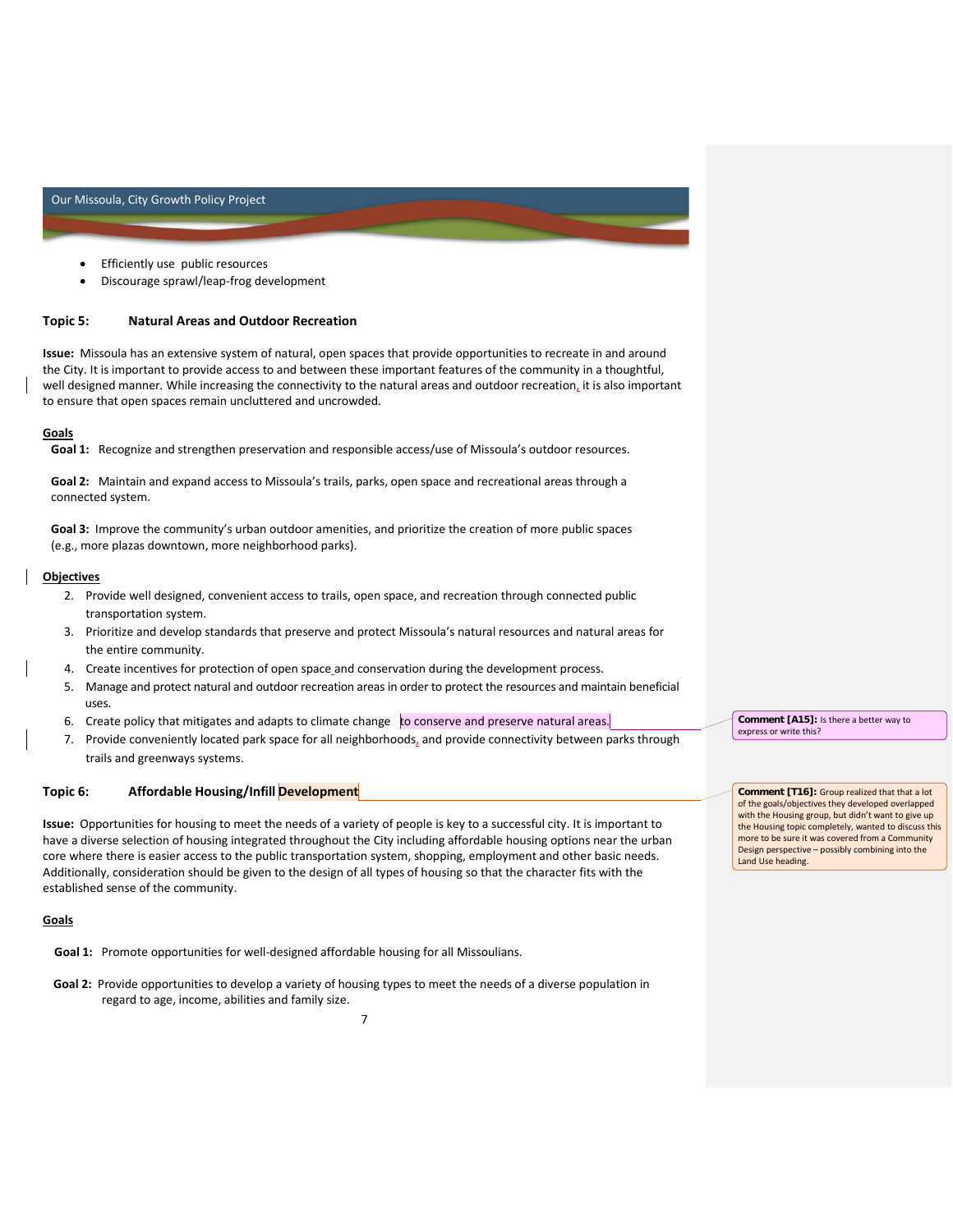- Efficiently use  public resources
- Discourage sprawl/leap-frog development

### Topic 5: Natural Areas and Outdoor Recreation

**Issue:** Missoula has an extensive system of natural, open spaces that provide opportunities to recreate in and around the City. It is important to provide access to and between these important features of the community in a thoughtful, well designed manner. While increasing the connectivity to the natural areas and outdoor recreation, it is also important to ensure that open spaces remain uncluttered and uncrowded.

**Goals**

**Goal 1:** Recognize and strengthen preservation and responsible access/use of Missoula's outdoor resources.

**Goal 2:** Maintain and expand access to Missoula's trails, parks, open space and recreational areas through a connected system.

**Goal 3:** Improve the community's urban outdoor amenities, and prioritize the creation of more public spaces (e.g., more plazas downtown, more neighborhood parks).

**Objectives**

2. Provide well designed, convenient access to trails, open space, and recreation through connected public transportation system.
3. Prioritize and develop standards that preserve and protect Missoula's natural resources and natural areas for the entire community.
4. Create incentives for protection of open space and conservation during the development process.
5. Manage and protect natural and outdoor recreation areas in order to protect the resources and maintain beneficial uses.
6. Create policy that mitigates and adapts to climate change  to conserve and preserve natural areas.
7. Provide conveniently located park space for all neighborhoods, and provide connectivity between parks through trails and greenways systems.

**Comment [A15]:** Is there a better way to express or write this?

### Topic 6: Affordable Housing/Infill Development

**Comment [T16]:** Group realized that that a lot of the goals/objectives they developed overlapped with the Housing group, but didn't want to give up the Housing topic completely, wanted to discuss this more to be sure it was covered from a Community Design perspective – possibly combining into the Land Use heading.

**Issue:** Opportunities for housing to meet the needs of a variety of people is key to a successful city. It is important to have a diverse selection of housing integrated throughout the City including affordable housing options near the urban core where there is easier access to the public transportation system, shopping, employment and other basic needs. Additionally, consideration should be given to the design of all types of housing so that the character fits with the established sense of the community.

**Goals**

**Goal 1:** Promote opportunities for well-designed affordable housing for all Missoulians.

**Goal 2:** Provide opportunities to develop a variety of housing types to meet the needs of a diverse population in regard to age, income, abilities and family size.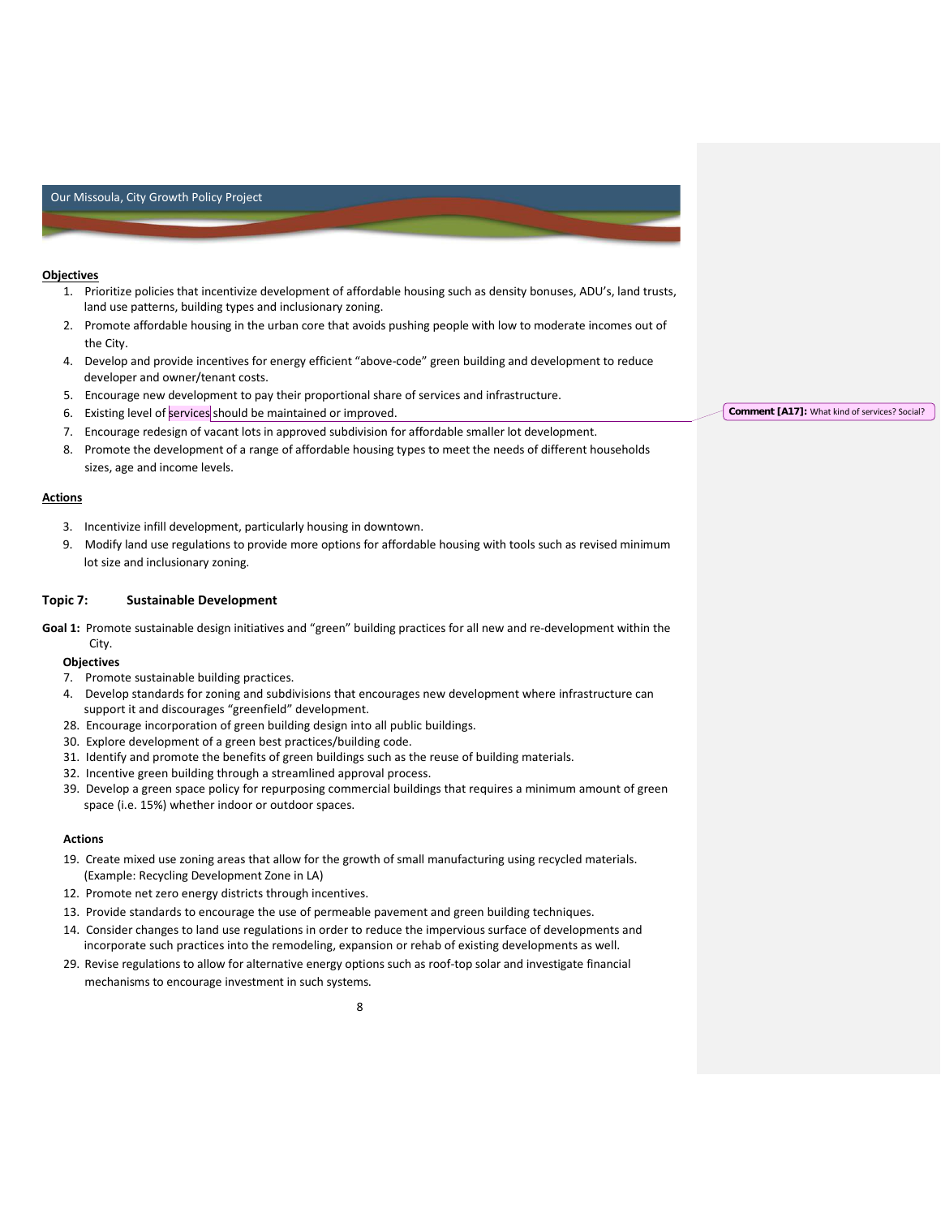**Objectives**

1. Prioritize policies that incentivize development of affordable housing such as density bonuses, ADU's, land trusts, land use patterns, building types and inclusionary zoning.
2. Promote affordable housing in the urban core that avoids pushing people with low to moderate incomes out of the City.
4. Develop and provide incentives for energy efficient "above-code" green building and development to reduce developer and owner/tenant costs.
5. Encourage new development to pay their proportional share of services and infrastructure.
6. Existing level of services should be maintained or improved.
7. Encourage redesign of vacant lots in approved subdivision for affordable smaller lot development.
8. Promote the development of a range of affordable housing types to meet the needs of different households sizes, age and income levels.

**Comment [A17]:** What kind of services? Social?

**Actions**

3. Incentivize infill development, particularly housing in downtown.
9. Modify land use regulations to provide more options for affordable housing with tools such as revised minimum lot size and inclusionary zoning.

## Topic 7: Sustainable Development

**Goal 1:** Promote sustainable design initiatives and "green" building practices for all new and re-development within the City.

**Objectives**

7. Promote sustainable building practices.
4. Develop standards for zoning and subdivisions that encourages new development where infrastructure can support it and discourages "greenfield" development.
28. Encourage incorporation of green building design into all public buildings.
30. Explore development of a green best practices/building code.
31. Identify and promote the benefits of green buildings such as the reuse of building materials.
32. Incentive green building through a streamlined approval process.
39. Develop a green space policy for repurposing commercial buildings that requires a minimum amount of green space (i.e. 15%) whether indoor or outdoor spaces.

**Actions**

19. Create mixed use zoning areas that allow for the growth of small manufacturing using recycled materials. (Example: Recycling Development Zone in LA)
12. Promote net zero energy districts through incentives.
13. Provide standards to encourage the use of permeable pavement and green building techniques.
14. Consider changes to land use regulations in order to reduce the impervious surface of developments and incorporate such practices into the remodeling, expansion or rehab of existing developments as well.
29. Revise regulations to allow for alternative energy options such as roof-top solar and investigate financial mechanisms to encourage investment in such systems.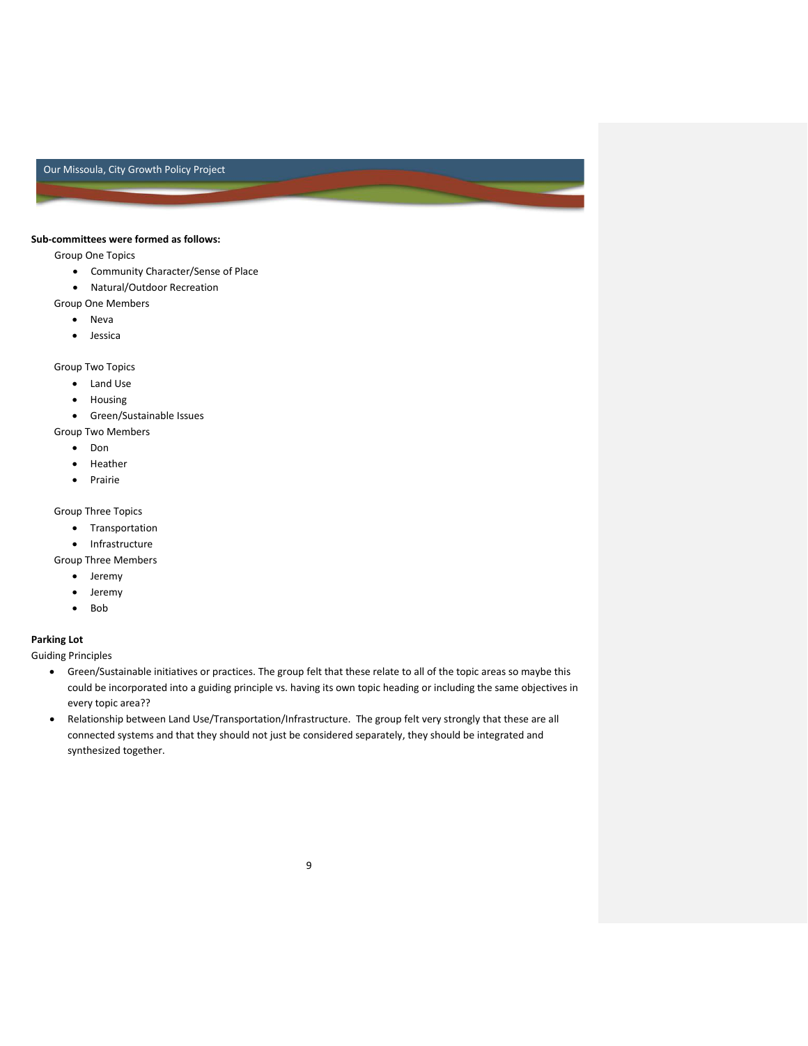**Sub-committees were formed as follows:**

Group One Topics

- Community Character/Sense of Place
- Natural/Outdoor Recreation

Group One Members

- Neva
- Jessica

Group Two Topics

- Land Use
- Housing
- Green/Sustainable Issues

Group Two Members

- Don
- Heather
- Prairie

Group Three Topics

- Transportation
- Infrastructure

Group Three Members

- Jeremy
- Jeremy
- Bob

**Parking Lot**

Guiding Principles

- Green/Sustainable initiatives or practices. The group felt that these relate to all of the topic areas so maybe this could be incorporated into a guiding principle vs. having its own topic heading or including the same objectives in every topic area??
- Relationship between Land Use/Transportation/Infrastructure. The group felt very strongly that these are all connected systems and that they should not just be considered separately, they should be integrated and synthesized together.